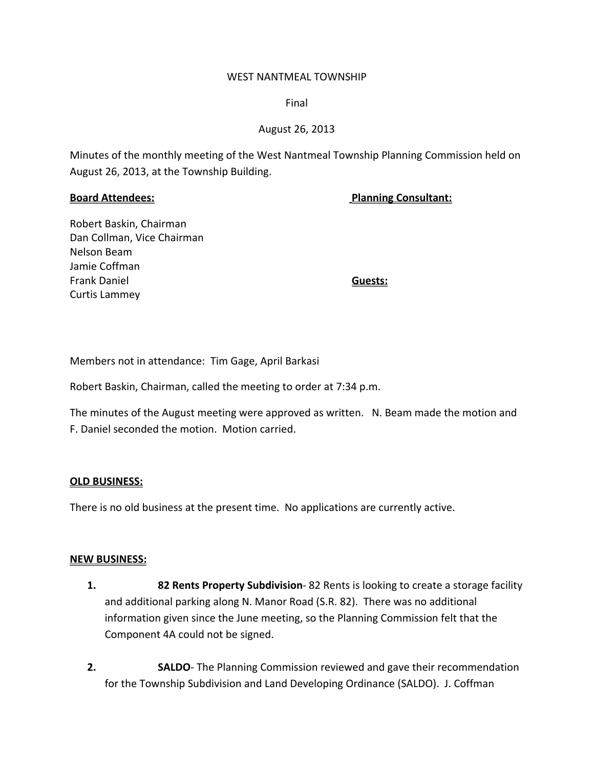WEST NANTMEAL TOWNSHIP

Final

August 26, 2013

Minutes of the monthly meeting of the West Nantmeal Township Planning Commission held on August 26, 2013, at the Township Building.

**Board Attendees:**

Robert Baskin, Chairman
Dan Collman, Vice Chairman
Nelson Beam
Jamie Coffman
Frank Daniel
Curtis Lammey

**Planning Consultant:**

**Guests:**

Members not in attendance: Tim Gage, April Barkasi

Robert Baskin, Chairman, called the meeting to order at 7:34 p.m.

The minutes of the August meeting were approved as written. N. Beam made the motion and F. Daniel seconded the motion. Motion carried.

**OLD BUSINESS:**

There is no old business at the present time. No applications are currently active.

**NEW BUSINESS:**

1. **82 Rents Property Subdivision**- 82 Rents is looking to create a storage facility and additional parking along N. Manor Road (S.R. 82). There was no additional information given since the June meeting, so the Planning Commission felt that the Component 4A could not be signed.

2. **SALDO**- The Planning Commission reviewed and gave their recommendation for the Township Subdivision and Land Developing Ordinance (SALDO). J. Coffman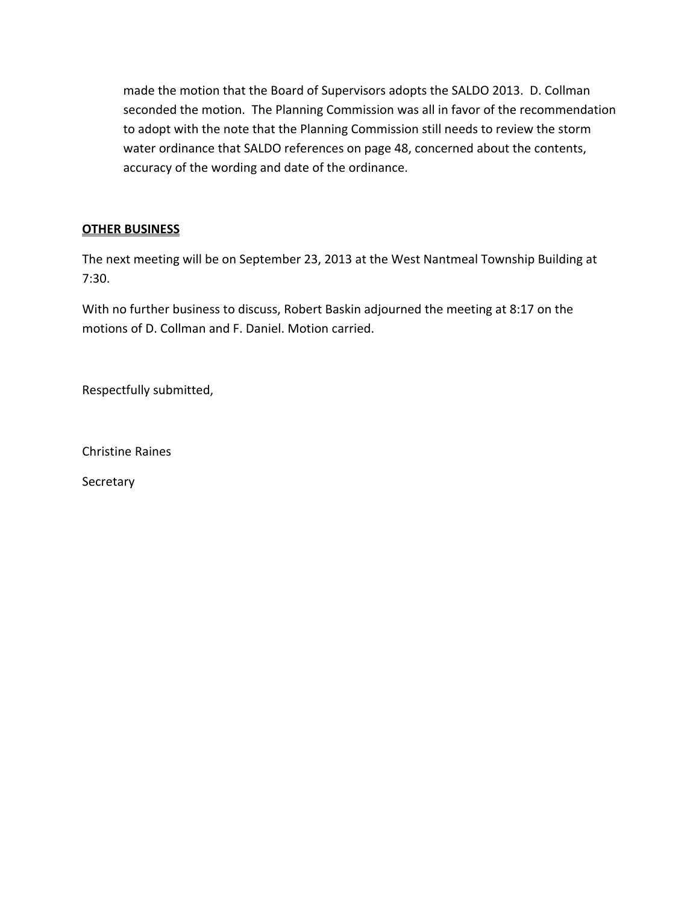made the motion that the Board of Supervisors adopts the SALDO 2013. D. Collman seconded the motion. The Planning Commission was all in favor of the recommendation to adopt with the note that the Planning Commission still needs to review the storm water ordinance that SALDO references on page 48, concerned about the contents, accuracy of the wording and date of the ordinance.

**OTHER BUSINESS**

The next meeting will be on September 23, 2013 at the West Nantmeal Township Building at 7:30.

With no further business to discuss, Robert Baskin adjourned the meeting at 8:17 on the motions of D. Collman and F. Daniel. Motion carried.

Respectfully submitted,

Christine Raines

Secretary